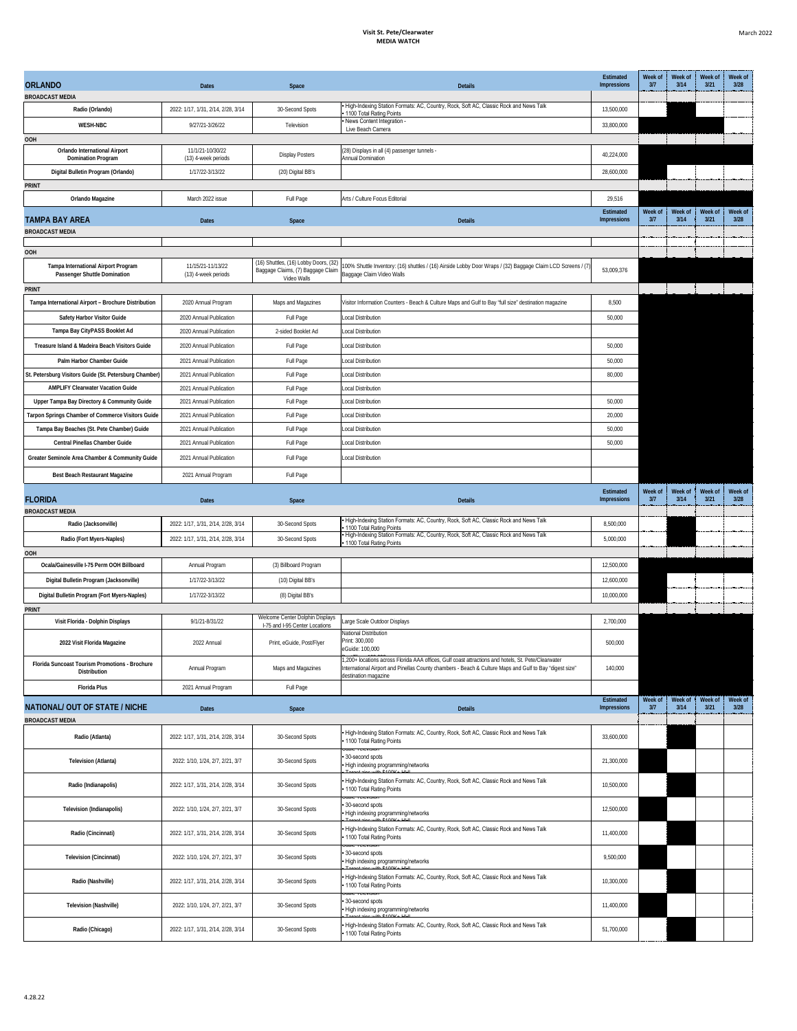**Visit St. Pete/Clearwater**
**MEDIA WATCH**

March 2022

| ORLANDO | Dates | Space | Details | Estimated Impressions | Week of 3/7 | Week of 3/14 | Week of 3/21 | Week of 3/28 |
|---|---|---|---|---|---|---|---|---|
| **BROADCAST MEDIA** | | | | | | | | |
| Radio (Orlando) | 2022: 1/17, 1/31, 2/14, 2/28, 3/14 | 30-Second Spots | • High-Indexing Station Formats: AC, Country, Rock, Soft AC, Classic Rock and News Talk • 1100 Total Rating Points | 13,500,000 | | | | |
| WESH-NBC | 9/27/21-3/26/22 | Television | • News Content Integration - Live Beach Camera | 33,800,000 | | | | |
| **OOH** | | | | | | | | |
| Orlando International Airport Domination Program | 11/1/21-10/30/22 (13) 4-week periods | Display Posters | (28) Displays in all (4) passenger tunnels - Annual Domination | 40,224,000 | | | | |
| Digital Bulletin Program (Orlando) | 1/17/22-3/13/22 | (20) Digital BB's | | 28,600,000 | | | | |
| **PRINT** | | | | | | | | |
| Orlando Magazine | March 2022 issue | Full Page | Arts / Culture Focus Editorial | 29,516 | | | | |

| TAMPA BAY AREA | Dates | Space | Details | Estimated Impressions | Week of 3/7 | Week of 3/14 | Week of 3/21 | Week of 3/28 |
|---|---|---|---|---|---|---|---|---|
| **BROADCAST MEDIA** | | | | | | | | |
| | | | | | | | | |
| **OOH** | | | | | | | | |
| Tampa International Airport Program Passenger Shuttle Domination | 11/15/21-11/13/22 (13) 4-week periods | (16) Shuttles, (16) Lobby Doors, (32) Baggage Claims, (7) Baggage Claim Video Walls | 100% Shuttle Inventory: (16) shuttles / (16) Airside Lobby Door Wraps / (32) Baggage Claim LCD Screens / (7) Baggage Claim Video Walls | 53,009,376 | | | | |
| **PRINT** | | | | | | | | |
| Tampa International Airport – Brochure Distribution | 2020 Annual Program | Maps and Magazines | Visitor Information Counters - Beach & Culture Maps and Gulf to Bay "full size" destination magazine | 8,500 | | | | |
| Safety Harbor Visitor Guide | 2020 Annual Publication | Full Page | Local Distribution | 50,000 | | | | |
| Tampa Bay CityPASS Booklet Ad | 2020 Annual Publication | 2-sided Booklet Ad | Local Distribution | | | | | |
| Treasure Island & Madeira Beach Visitors Guide | 2020 Annual Publication | Full Page | Local Distribution | 50,000 | | | | |
| Palm Harbor Chamber Guide | 2021 Annual Publication | Full Page | Local Distribution | 50,000 | | | | |
| St. Petersburg Visitors Guide (St. Petersburg Chamber) | 2021 Annual Publication | Full Page | Local Distribution | 80,000 | | | | |
| AMPLIFY Clearwater Vacation Guide | 2021 Annual Publication | Full Page | Local Distribution | | | | | |
| Upper Tampa Bay Directory & Community Guide | 2021 Annual Publication | Full Page | Local Distribution | 50,000 | | | | |
| Tarpon Springs Chamber of Commerce Visitors Guide | 2021 Annual Publication | Full Page | Local Distribution | 20,000 | | | | |
| Tampa Bay Beaches (St. Pete Chamber) Guide | 2021 Annual Publication | Full Page | Local Distribution | 50,000 | | | | |
| Central Pinellas Chamber Guide | 2021 Annual Publication | Full Page | Local Distribution | 50,000 | | | | |
| Greater Seminole Area Chamber & Community Guide | 2021 Annual Publication | Full Page | Local Distribution | | | | | |
| Best Beach Restaurant Magazine | 2021 Annual Program | Full Page | | | | | | |

| FLORIDA | Dates | Space | Details | Estimated Impressions | Week of 3/7 | Week of 3/14 | Week of 3/21 | Week of 3/28 |
|---|---|---|---|---|---|---|---|---|
| **BROADCAST MEDIA** | | | | | | | | |
| Radio (Jacksonville) | 2022: 1/17, 1/31, 2/14, 2/28, 3/14 | 30-Second Spots | • High-Indexing Station Formats: AC, Country, Rock, Soft AC, Classic Rock and News Talk • 1100 Total Rating Points | 8,500,000 | | | | |
| Radio (Fort Myers-Naples) | 2022: 1/17, 1/31, 2/14, 2/28, 3/14 | 30-Second Spots | • High-Indexing Station Formats: AC, Country, Rock, Soft AC, Classic Rock and News Talk • 1100 Total Rating Points | 5,000,000 | | | | |
| **OOH** | | | | | | | | |
| Ocala/Gainesville I-75 Perm OOH Billboard | Annual Program | (3) Billboard Program | | 12,500,000 | | | | |
| Digital Bulletin Program (Jacksonville) | 1/17/22-3/13/22 | (10) Digital BB's | | 12,600,000 | | | | |
| Digital Bulletin Program (Fort Myers-Naples) | 1/17/22-3/13/22 | (8) Digital BB's | | 10,000,000 | | | | |
| **PRINT** | | | | | | | | |
| Visit Florida - Dolphin Displays | 9/1/21-8/31/22 | Welcome Center Dolphin Displays I-75 and I-95 Center Locations | Large Scale Outdoor Displays | 2,700,000 | | | | |
| 2022 Visit Florida Magazine | 2022 Annual | Print, eGuide, Post/Flyer | National Distribution Print: 300,000 eGuide: 100,000 | 500,000 | | | | |
| Florida Suncoast Tourism Promotions - Brochure Distribution | Annual Program | Maps and Magazines | 1,200+ locations across Florida AAA offices, Gulf coast attractions and hotels, St. Pete/Clearwater International Airport and Pinellas County chambers - Beach & Culture Maps and Gulf to Bay "digest size" destination magazine | 140,000 | | | | |
| Florida Plus | 2021 Annual Program | Full Page | | | | | | |

| NATIONAL/ OUT OF STATE / NICHE | Dates | Space | Details | Estimated Impressions | Week of 3/7 | Week of 3/14 | Week of 3/21 | Week of 3/28 |
|---|---|---|---|---|---|---|---|---|
| **BROADCAST MEDIA** | | | | | | | | |
| Radio (Atlanta) | 2022: 1/17, 1/31, 2/14, 2/28, 3/14 | 30-Second Spots | • High-Indexing Station Formats: AC, Country, Rock, Soft AC, Classic Rock and News Talk • 1100 Total Rating Points | 33,600,000 | | | | |
| Television (Atlanta) | 2022: 1/10, 1/24, 2/7, 2/21, 3/7 | 30-Second Spots | Cable Television • 30-second spots • High indexing programming/networks • Target zips with $100K+ HHI | 21,300,000 | | | | |
| Radio (Indianapolis) | 2022: 1/17, 1/31, 2/14, 2/28, 3/14 | 30-Second Spots | • High-Indexing Station Formats: AC, Country, Rock, Soft AC, Classic Rock and News Talk • 1100 Total Rating Points | 10,500,000 | | | | |
| Television (Indianapolis) | 2022: 1/10, 1/24, 2/7, 2/21, 3/7 | 30-Second Spots | Cable Television • 30-second spots • High indexing programming/networks • Target zips with $100K+ HHI | 12,500,000 | | | | |
| Radio (Cincinnati) | 2022: 1/17, 1/31, 2/14, 2/28, 3/14 | 30-Second Spots | • High-Indexing Station Formats: AC, Country, Rock, Soft AC, Classic Rock and News Talk • 1100 Total Rating Points | 11,400,000 | | | | |
| Television (Cincinnati) | 2022: 1/10, 1/24, 2/7, 2/21, 3/7 | 30-Second Spots | Cable Television • 30-second spots • High indexing programming/networks • Target zips with $100K+ HHI | 9,500,000 | | | | |
| Radio (Nashville) | 2022: 1/17, 1/31, 2/14, 2/28, 3/14 | 30-Second Spots | • High-Indexing Station Formats: AC, Country, Rock, Soft AC, Classic Rock and News Talk • 1100 Total Rating Points | 10,300,000 | | | | |
| Television (Nashville) | 2022: 1/10, 1/24, 2/7, 2/21, 3/7 | 30-Second Spots | Cable Television • 30-second spots • High indexing programming/networks • Target zips with $100K+ HHI | 11,400,000 | | | | |
| Radio (Chicago) | 2022: 1/17, 1/31, 2/14, 2/28, 3/14 | 30-Second Spots | • High-Indexing Station Formats: AC, Country, Rock, Soft AC, Classic Rock and News Talk • 1100 Total Rating Points | 51,700,000 | | | | |

4.28.22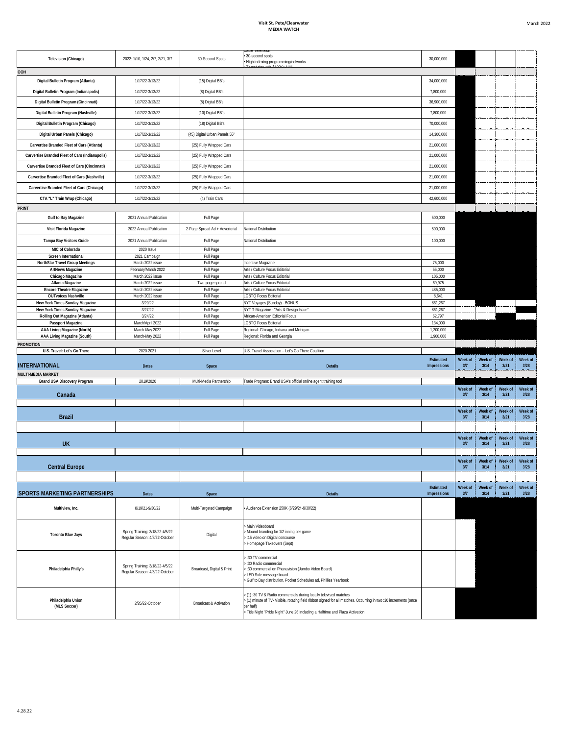| Television (Chicago) | 2022: 1/10, 1/24, 2/7, 2/21, 3/7 | 30-Second Spots | Cable Television • 30-second spots • High indexing programming/networks • Target zips with $100K+ HHI | 30,000,000 | | | | |
|---|---|---|---|---|---|---|---|---|
| **OOH** | | | | | | | | |
| Digital Bulletin Program (Atlanta) | 1/17/22-3/13/22 | (15) Digital BB's | | 34,000,000 | | | | |
| Digital Bulletin Program (Indianapolis) | 1/17/22-3/13/22 | (8) Digital BB's | | 7,800,000 | | | | |
| Digital Bulletin Program (Cincinnati) | 1/17/22-3/13/22 | (8) Digital BB's | | 36,900,000 | | | | |
| Digital Bulletin Program (Nashville) | 1/17/22-3/13/22 | (10) Digital BB's | | 7,800,000 | | | | |
| Digital Bulletin Program (Chicago) | 1/17/22-3/13/22 | (18) Digital BB's | | 70,000,000 | | | | |
| Digital Urban Panels (Chicago) | 1/17/22-3/13/22 | (45) Digital Urban Panels 55" | | 14,300,000 | | | | |
| Carvertise Branded Fleet of Cars (Atlanta) | 1/17/22-3/13/22 | (25) Fully Wrapped Cars | | 21,000,000 | | | | |
| Carvertise Branded Fleet of Cars (Indianapolis) | 1/17/22-3/13/22 | (25) Fully Wrapped Cars | | 21,000,000 | | | | |
| Carvertise Branded Fleet of Cars (Cincinnati) | 1/17/22-3/13/22 | (25) Fully Wrapped Cars | | 21,000,000 | | | | |
| Carvertise Branded Fleet of Cars (Nashville) | 1/17/22-3/13/22 | (25) Fully Wrapped Cars | | 21,000,000 | | | | |
| Carvertise Branded Fleet of Cars (Chicago) | 1/17/22-3/13/22 | (25) Fully Wrapped Cars | | 21,000,000 | | | | |
| CTA "L" Train Wrap (Chicago) | 1/17/22-3/13/22 | (4) Train Cars | | 42,600,000 | | | | |
| **PRINT** | | | | | | | | |
| Gulf to Bay Magazine | 2021 Annual Publication | Full Page | | 500,000 | | | | |
| Visit Florida Magazine | 2022 Annual Publication | 2-Page Spread Ad + Advertorial | National Distribution | 500,000 | | | | |
| Tampa Bay Visitors Guide | 2021 Annual Publication | Full Page | National Distribution | 100,000 | | | | |
| MIC of Colorado | 2020 Issue | Full Page | | | | | | |
| Screen International | 2021 Campaign | Full Page | | | | | | |
| NorthStar Travel Group Meetings | March 2022 issue | Full Page | Incentive Magazine | 75,000 | | | | |
| ArtNews Magazine | February/March 2022 | Full Page | Arts / Culture Focus Editorial | 55,000 | | | | |
| Chicago Magazine | March 2022 issue | Full Page | Arts / Culture Focus Editorial | 105,000 | | | | |
| Atlanta Magazine | March 2022 issue | Two-page spread | Arts / Culture Focus Editorial | 69,975 | | | | |
| Encore Theatre Magazine | March 2022 issue | Full Page | Arts / Culture Focus Editorial | 485,000 | | | | |
| OUTvoices Nashville | March 2022 issue | Full Page | LGBTQ Focus Editorial | 8,641 | | | | |
| New York Times Sunday Magazine | 3/20/22 | Full Page | NYT Voyages (Sunday) - BONUS | 861,267 | | | | |
| New York Times Sunday Magazine | 3/27/22 | Full Page | NYT T-Magazine - "Arts & Design Issue" | 861,267 | | | | |
| Rolling Out Magazine (Atlanta) | 3/24/22 | Full Page | African-American Editorial Focus | 62,797 | | | | |
| Passport Magazine | March/April 2022 | Full Page | LGBTQ Focus Editorial | 134,000 | | | | |
| AAA Living Magazine (North) | March-May 2022 | Full Page | Regional: Chicago, Indiana and Michigan | 1,200,000 | | | | |
| AAA Living Magazine (South) | March-May 2022 | Full Page | Regional: Florida and Georgia | 1,900,000 | | | | |
| **PROMOTION** | | | | | | | | |
| U.S. Travel: Let's Go There | 2020-2021 | Silver Level | U.S. Travel Association – Let's Go There Coalition | | | | | |
| **INTERNATIONAL** | **Dates** | **Space** | **Details** | **Estimated Impressions** | **Week of 3/7** | **Week of 3/14** | **Week of 3/21** | **Week of 3/28** |
| **MULTI-MEDIA MARKET** | | | | | | | | |
| Brand USA Discovery Program | 2019/2020 | Multi-Media Partnership | Trade Program: Brand USA's official online agent training tool | | | | | |
| **Canada** | | | | | **Week of 3/7** | **Week of 3/14** | **Week of 3/21** | **Week of 3/28** |
| **Brazil** | | | | | **Week of 3/7** | **Week of 3/14** | **Week of 3/21** | **Week of 3/28** |
| **UK** | | | | | **Week of 3/7** | **Week of 3/14** | **Week of 3/21** | **Week of 3/28** |
| **Central Europe** | | | | | **Week of 3/7** | **Week of 3/14** | **Week of 3/21** | **Week of 3/28** |
| **SPORTS MARKETING PARTNERSHIPS** | **Dates** | **Space** | **Details** | **Estimated Impressions** | **Week of 3/7** | **Week of 3/14** | **Week of 3/21** | **Week of 3/28** |
| Multiview, Inc. | 8/19/21-9/30/22 | Multi-Targeted Campaign | • Audience Extension 250K (6/29/21-9/30/22) | | | | | |
| Toronto Blue Jays | Spring Training: 3/18/22-4/5/22 Regular Season: 4/8/22-October | Digital | > Main Videoboard > Mound branding for 1/2 inning per game > :15 video on Digital concourse > Homepage Takeovers (Sept) | | | | | |
| Philadelphia Philly's | Spring Training: 3/18/22-4/5/22 Regular Season: 4/8/22-October | Broadcast, Digital & Print | > :30 TV commercial > :30 Radio commercial > :30 commercial on Phanavision (Jumbo Video Board) > LED Side message board > Gulf to Bay distribution, Pocket Schedules ad, Phillies Yearbook | | | | | |
| Philadelphia Union (MLS Soccer) | 2/26/22-October | Broadcast & Activation | > (1) :30 TV & Radio commercials during locally televised matches > (1) minute of TV- Visible, rotating field ribbon signed for all matches. Occurring in two :30 increments (once per half) > Title Night "Pride Night" June 26 including a Halftime and Plaza Activation | | | | | |

4.28.22